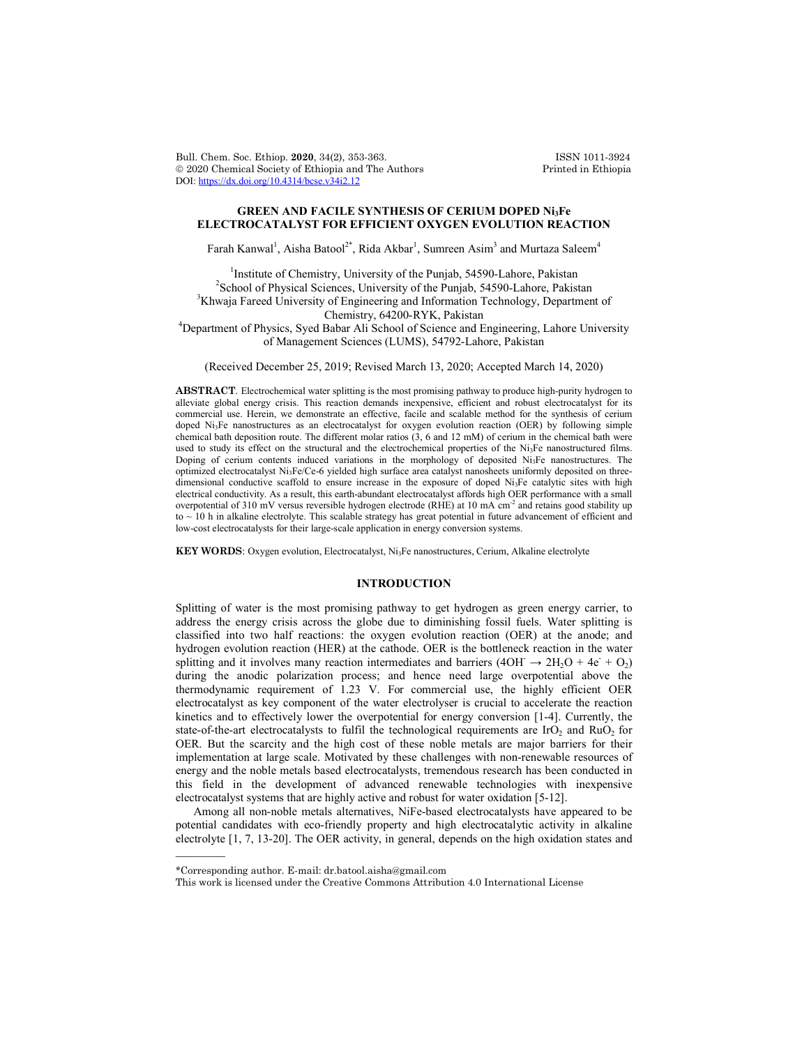# GREEN AND FACILE SYNTHESIS OF CERIUM DOPED $Ni_3Fe$ ELECTROCATALYST FOR EFFICIENT OXYGEN EVOLUTION REACTION

Farah Kanwal[1], Aisha Batool[2*], Rida Akbar[1], Sumreen Asim[3] and Murtaza Saleem[4]

[1]Institute of Chemistry, University of the Punjab, 54590-Lahore, Pakistan
[2]School of Physical Sciences, University of the Punjab, 54590-Lahore, Pakistan
[3]Khwaja Fareed University of Engineering and Information Technology, Department of Chemistry, 64200-RYK, Pakistan
[4]Department of Physics, Syed Babar Ali School of Science and Engineering, Lahore University of Management Sciences (LUMS), 54792-Lahore, Pakistan

(Received December 25, 2019; Revised March 13, 2020; Accepted March 14, 2020)

**ABSTRACT**. Electrochemical water splitting is the most promising pathway to produce high-purity hydrogen to alleviate global energy crisis. This reaction demands inexpensive, efficient and robust electrocatalyst for its commercial use. Herein, we demonstrate an effective, facile and scalable method for the synthesis of cerium doped $Ni_3Fe$ nanostructures as an electrocatalyst for oxygen evolution reaction (OER) by following simple chemical bath deposition route. The different molar ratios (3, 6 and 12 mM) of cerium in the chemical bath were used to study its effect on the structural and the electrochemical properties of the $Ni_3Fe$ nanostructured films. Doping of cerium contents induced variations in the morphology of deposited $Ni_3Fe$ nanostructures. The optimized electrocatalyst $Ni_3Fe$/Ce-6 yielded high surface area catalyst nanosheets uniformly deposited on three-dimensional conductive scaffold to ensure increase in the exposure of doped $Ni_3Fe$ catalytic sites with high electrical conductivity. As a result, this earth-abundant electrocatalyst affords high OER performance with a small overpotential of 310 mV versus reversible hydrogen electrode (RHE) at 10 mA $cm^{-2}$ and retains good stability up to ~ 10 h in alkaline electrolyte. This scalable strategy has great potential in future advancement of efficient and low-cost electrocatalysts for their large-scale application in energy conversion systems.

**KEY WORDS**: Oxygen evolution, Electrocatalyst, $Ni_3Fe$ nanostructures, Cerium, Alkaline electrolyte

## INTRODUCTION

Splitting of water is the most promising pathway to get hydrogen as green energy carrier, to address the energy crisis across the globe due to diminishing fossil fuels. Water splitting is classified into two half reactions: the oxygen evolution reaction (OER) at the anode; and hydrogen evolution reaction (HER) at the cathode. OER is the bottleneck reaction in the water splitting and it involves many reaction intermediates and barriers ($4OH^- \rightarrow 2H_2O + 4e^- + O_2$) during the anodic polarization process; and hence need large overpotential above the thermodynamic requirement of 1.23 V. For commercial use, the highly efficient OER electrocatalyst as key component of the water electrolyser is crucial to accelerate the reaction kinetics and to effectively lower the overpotential for energy conversion [1-4]. Currently, the state-of-the-art electrocatalysts to fulfil the technological requirements are $IrO_2$ and $RuO_2$ for OER. But the scarcity and the high cost of these noble metals are major barriers for their implementation at large scale. Motivated by these challenges with non-renewable resources of energy and the noble metals based electrocatalysts, tremendous research has been conducted in this field in the development of advanced renewable technologies with inexpensive electrocatalyst systems that are highly active and robust for water oxidation [5-12].

Among all non-noble metals alternatives, NiFe-based electrocatalysts have appeared to be potential candidates with eco-friendly property and high electrocatalytic activity in alkaline electrolyte [1, 7, 13-20]. The OER activity, in general, depends on the high oxidation states and

*Corresponding author. E-mail: dr.batool.aisha@gmail.com

This work is licensed under the Creative Commons Attribution 4.0 International License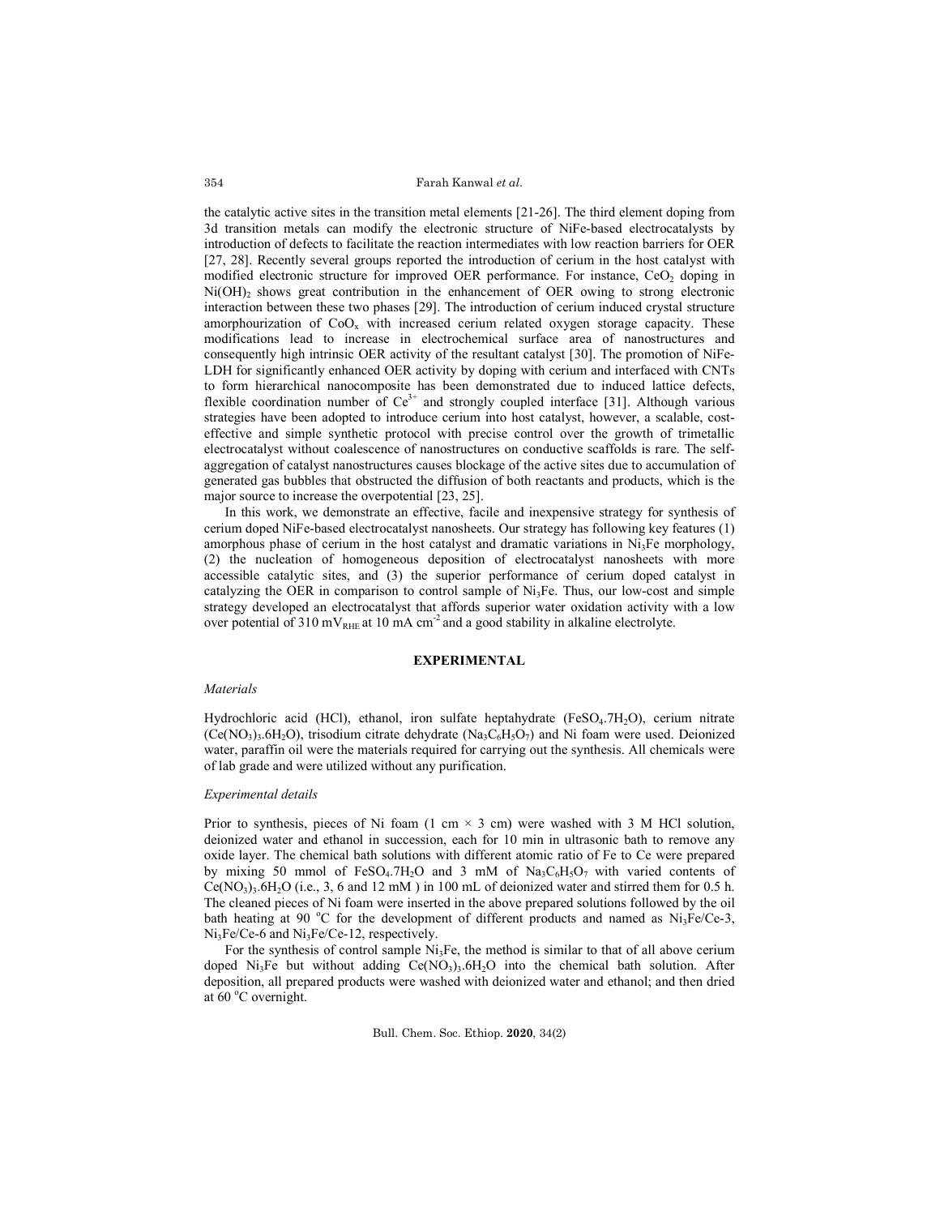the catalytic active sites in the transition metal elements [21-26]. The third element doping from 3d transition metals can modify the electronic structure of NiFe-based electrocatalysts by introduction of defects to facilitate the reaction intermediates with low reaction barriers for OER [27, 28]. Recently several groups reported the introduction of cerium in the host catalyst with modified electronic structure for improved OER performance. For instance, $CeO_2$ doping in $Ni(OH)_2$ shows great contribution in the enhancement of OER owing to strong electronic interaction between these two phases [29]. The introduction of cerium induced crystal structure amorphourization of $CoO_x$ with increased cerium related oxygen storage capacity. These modifications lead to increase in electrochemical surface area of nanostructures and consequently high intrinsic OER activity of the resultant catalyst [30]. The promotion of NiFe-LDH for significantly enhanced OER activity by doping with cerium and interfaced with CNTs to form hierarchical nanocomposite has been demonstrated due to induced lattice defects, flexible coordination number of $Ce^{3+}$ and strongly coupled interface [31]. Although various strategies have been adopted to introduce cerium into host catalyst, however, a scalable, cost-effective and simple synthetic protocol with precise control over the growth of trimetallic electrocatalyst without coalescence of nanostructures on conductive scaffolds is rare. The self-aggregation of catalyst nanostructures causes blockage of the active sites due to accumulation of generated gas bubbles that obstructed the diffusion of both reactants and products, which is the major source to increase the overpotential [23, 25].

In this work, we demonstrate an effective, facile and inexpensive strategy for synthesis of cerium doped NiFe-based electrocatalyst nanosheets. Our strategy has following key features (1) amorphous phase of cerium in the host catalyst and dramatic variations in $Ni_3Fe$ morphology, (2) the nucleation of homogeneous deposition of electrocatalyst nanosheets with more accessible catalytic sites, and (3) the superior performance of cerium doped catalyst in catalyzing the OER in comparison to control sample of $Ni_3Fe$. Thus, our low-cost and simple strategy developed an electrocatalyst that affords superior water oxidation activity with a low over potential of 310 $mV_{RHE}$ at 10 mA $cm^{-2}$ and a good stability in alkaline electrolyte.

## EXPERIMENTAL

### *Materials*

Hydrochloric acid (HCl), ethanol, iron sulfate heptahydrate ($FeSO_4.7H_2O$), cerium nitrate ($Ce(NO_3)_3.6H_2O$), trisodium citrate dehydrate ($Na_3C_6H_5O_7$) and Ni foam were used. Deionized water, paraffin oil were the materials required for carrying out the synthesis. All chemicals were of lab grade and were utilized without any purification.

### *Experimental details*

Prior to synthesis, pieces of Ni foam (1 cm × 3 cm) were washed with 3 M HCl solution, deionized water and ethanol in succession, each for 10 min in ultrasonic bath to remove any oxide layer. The chemical bath solutions with different atomic ratio of Fe to Ce were prepared by mixing 50 mmol of $FeSO_4.7H_2O$ and 3 mM of $Na_3C_6H_5O_7$ with varied contents of $Ce(NO_3)_3.6H_2O$ (i.e., 3, 6 and 12 mM ) in 100 mL of deionized water and stirred them for 0.5 h. The cleaned pieces of Ni foam were inserted in the above prepared solutions followed by the oil bath heating at 90 °C for the development of different products and named as $Ni_3Fe$/Ce-3, $Ni_3Fe$/Ce-6 and $Ni_3Fe$/Ce-12, respectively.

For the synthesis of control sample $Ni_3Fe$, the method is similar to that of all above cerium doped $Ni_3Fe$ but without adding $Ce(NO_3)_3.6H_2O$ into the chemical bath solution. After deposition, all prepared products were washed with deionized water and ethanol; and then dried at 60 °C overnight.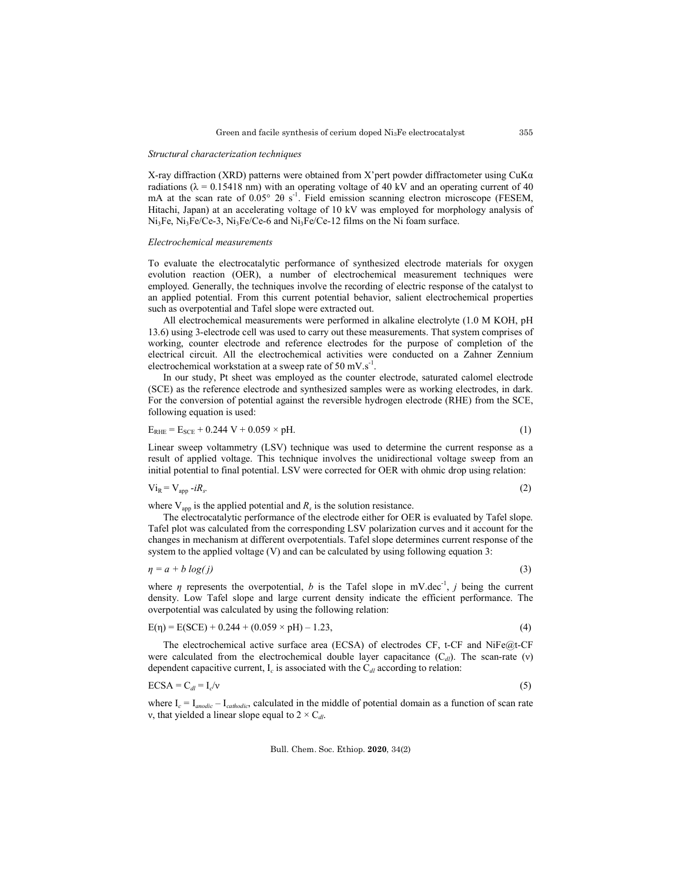*Structural characterization techniques*

X-ray diffraction (XRD) patterns were obtained from X'pert powder diffractometer using CuKα radiations (λ = 0.15418 nm) with an operating voltage of 40 kV and an operating current of 40 mA at the scan rate of 0.05° 2θ $s^{-1}$. Field emission scanning electron microscope (FESEM, Hitachi, Japan) at an accelerating voltage of 10 kV was employed for morphology analysis of $Ni_3Fe$, $Ni_3Fe$/Ce-3, $Ni_3Fe$/Ce-6 and $Ni_3Fe$/Ce-12 films on the Ni foam surface.

*Electrochemical measurements*

To evaluate the electrocatalytic performance of synthesized electrode materials for oxygen evolution reaction (OER), a number of electrochemical measurement techniques were employed. Generally, the techniques involve the recording of electric response of the catalyst to an applied potential. From this current potential behavior, salient electrochemical properties such as overpotential and Tafel slope were extracted out.

All electrochemical measurements were performed in alkaline electrolyte (1.0 M KOH, pH 13.6) using 3-electrode cell was used to carry out these measurements. That system comprises of working, counter electrode and reference electrodes for the purpose of completion of the electrical circuit. All the electrochemical activities were conducted on a Zahner Zennium electrochemical workstation at a sweep rate of 50 mV.$s^{-1}$.

In our study, Pt sheet was employed as the counter electrode, saturated calomel electrode (SCE) as the reference electrode and synthesized samples were as working electrodes, in dark. For the conversion of potential against the reversible hydrogen electrode (RHE) from the SCE, following equation is used:

$$E_{RHE} = E_{SCE} + 0.244 \text{ V} + 0.059 \times \text{pH}. \quad (1)$$

Linear sweep voltammetry (LSV) technique was used to determine the current response as a result of applied voltage. This technique involves the unidirectional voltage sweep from an initial potential to final potential. LSV were corrected for OER with ohmic drop using relation:

$$Vi_R = V_{app} - iR_s. \quad (2)$$

where $V_{app}$ is the applied potential and $R_s$ is the solution resistance.

The electrocatalytic performance of the electrode either for OER is evaluated by Tafel slope. Tafel plot was calculated from the corresponding LSV polarization curves and it account for the changes in mechanism at different overpotentials. Tafel slope determines current response of the system to the applied voltage (V) and can be calculated by using following equation 3:

$$\eta = a + b \log(j) \quad (3)$$

where $\eta$ represents the overpotential, $b$ is the Tafel slope in mV.$dec^{-1}$, $j$ being the current density. Low Tafel slope and large current density indicate the efficient performance. The overpotential was calculated by using the following relation:

$$E(\eta) = E(\text{SCE}) + 0.244 + (0.059 \times \text{pH}) - 1.23, \quad (4)$$

The electrochemical active surface area (ECSA) of electrodes CF, t-CF and NiFe@t-CF were calculated from the electrochemical double layer capacitance ($C_{dl}$). The scan-rate (ν) dependent capacitive current, $I_c$ is associated with the $C_{dl}$ according to relation:

$$\text{ECSA} = C_{dl} = I_c/\nu \quad (5)$$

where $I_c = I_{anodic} - I_{cathodic}$, calculated in the middle of potential domain as a function of scan rate ν, that yielded a linear slope equal to $2 \times C_{dl}$.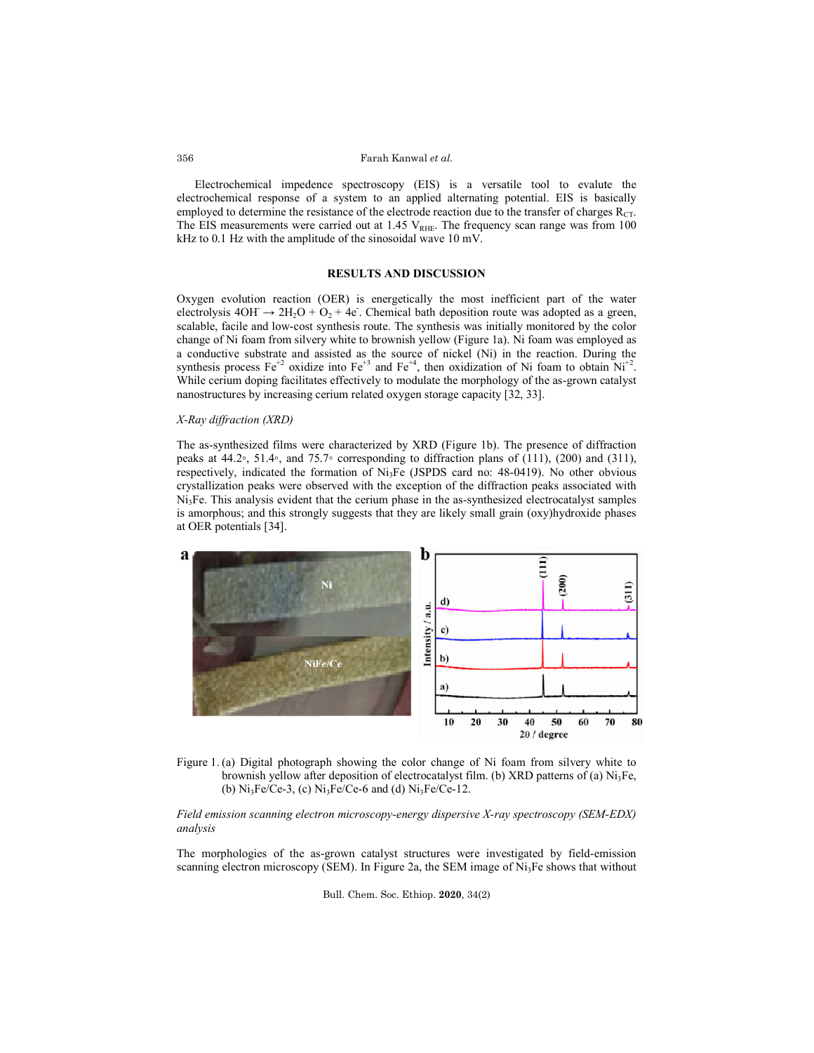Electrochemical impedence spectroscopy (EIS) is a versatile tool to evalute the electrochemical response of a system to an applied alternating potential. EIS is basically employed to determine the resistance of the electrode reaction due to the transfer of charges $R_{CT}$. The EIS measurements were carried out at 1.45 $V_{RHE}$. The frequency scan range was from 100 kHz to 0.1 Hz with the amplitude of the sinosoidal wave 10 mV.

## RESULTS AND DISCUSSION

Oxygen evolution reaction (OER) is energetically the most inefficient part of the water electrolysis $4OH^- \rightarrow 2H_2O + O_2 + 4e^-$. Chemical bath deposition route was adopted as a green, scalable, facile and low-cost synthesis route. The synthesis was initially monitored by the color change of Ni foam from silvery white to brownish yellow (Figure 1a). Ni foam was employed as a conductive substrate and assisted as the source of nickel (Ni) in the reaction. During the synthesis process $Fe^{+2}$ oxidize into $Fe^{+3}$ and $Fe^{+4}$, then oxidization of Ni foam to obtain $Ni^{+2}$. While cerium doping facilitates effectively to modulate the morphology of the as-grown catalyst nanostructures by increasing cerium related oxygen storage capacity [32, 33].

*X-Ray diffraction (XRD)*

The as-synthesized films were characterized by XRD (Figure 1b). The presence of diffraction peaks at 44.2◦, 51.4◦, and 75.7◦ corresponding to diffraction plans of (111), (200) and (311), respectively, indicated the formation of $Ni_3Fe$ (JSPDS card no: 48-0419). No other obvious crystallization peaks were observed with the exception of the diffraction peaks associated with $Ni_3Fe$. This analysis evident that the cerium phase in the as-synthesized electrocatalyst samples is amorphous; and this strongly suggests that they are likely small grain (oxy)hydroxide phases at OER potentials [34].

Figure 1. (a) Digital photograph showing the color change of Ni foam from silvery white to brownish yellow after deposition of electrocatalyst film. (b) XRD patterns of (a) $Ni_3Fe$, (b) $Ni_3Fe$/Ce-3, (c) $Ni_3Fe$/Ce-6 and (d) $Ni_3Fe$/Ce-12.

*Field emission scanning electron microscopy-energy dispersive X-ray spectroscopy (SEM-EDX) analysis*

The morphologies of the as-grown catalyst structures were investigated by field-emission scanning electron microscopy (SEM). In Figure 2a, the SEM image of $Ni_3Fe$ shows that without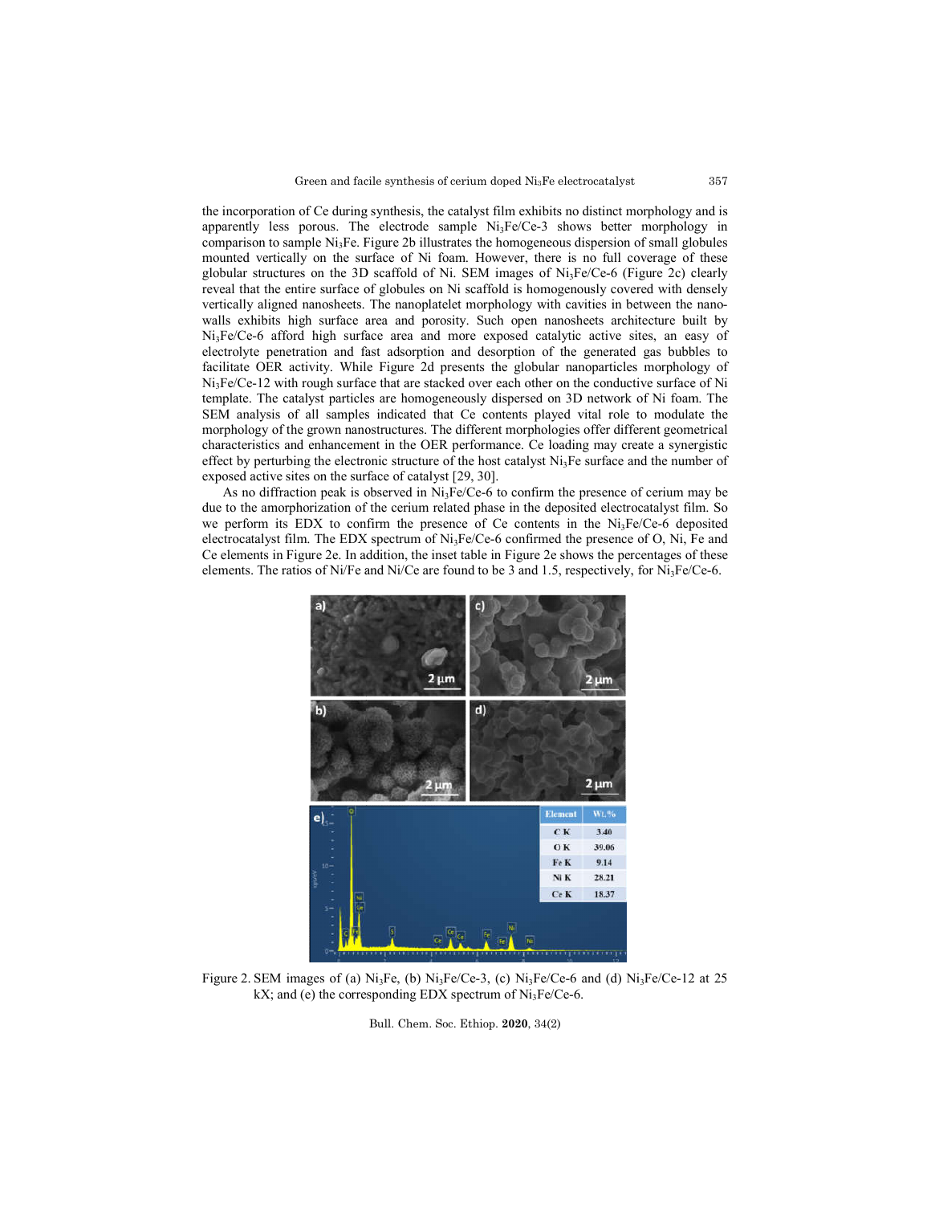the incorporation of Ce during synthesis, the catalyst film exhibits no distinct morphology and is apparently less porous. The electrode sample $Ni_3Fe/Ce$-3 shows better morphology in comparison to sample $Ni_3Fe$. Figure 2b illustrates the homogeneous dispersion of small globules mounted vertically on the surface of Ni foam. However, there is no full coverage of these globular structures on the 3D scaffold of Ni. SEM images of $Ni_3Fe/Ce$-6 (Figure 2c) clearly reveal that the entire surface of globules on Ni scaffold is homogenously covered with densely vertically aligned nanosheets. The nanoplatelet morphology with cavities in between the nano-walls exhibits high surface area and porosity. Such open nanosheets architecture built by $Ni_3Fe/Ce$-6 afford high surface area and more exposed catalytic active sites, an easy of electrolyte penetration and fast adsorption and desorption of the generated gas bubbles to facilitate OER activity. While Figure 2d presents the globular nanoparticles morphology of $Ni_3Fe/Ce$-12 with rough surface that are stacked over each other on the conductive surface of Ni template. The catalyst particles are homogeneously dispersed on 3D network of Ni foam. The SEM analysis of all samples indicated that Ce contents played vital role to modulate the morphology of the grown nanostructures. The different morphologies offer different geometrical characteristics and enhancement in the OER performance. Ce loading may create a synergistic effect by perturbing the electronic structure of the host catalyst $Ni_3Fe$ surface and the number of exposed active sites on the surface of catalyst [29, 30].

As no diffraction peak is observed in $Ni_3Fe/Ce$-6 to confirm the presence of cerium may be due to the amorphorization of the cerium related phase in the deposited electrocatalyst film. So we perform its EDX to confirm the presence of Ce contents in the $Ni_3Fe/Ce$-6 deposited electrocatalyst film. The EDX spectrum of $Ni_3Fe/Ce$-6 confirmed the presence of O, Ni, Fe and Ce elements in Figure 2e. In addition, the inset table in Figure 2e shows the percentages of these elements. The ratios of Ni/Fe and Ni/Ce are found to be 3 and 1.5, respectively, for $Ni_3Fe/Ce$-6.

| Element | Wt.% |
|---|---|
| C K | 3.40 |
| O K | 39.06 |
| Fe K | 9.14 |
| Ni K | 28.21 |
| Ce K | 18.37 |

Figure 2. SEM images of (a) $Ni_3Fe$, (b) $Ni_3Fe/Ce$-3, (c) $Ni_3Fe/Ce$-6 and (d) $Ni_3Fe/Ce$-12 at 25 kX; and (e) the corresponding EDX spectrum of $Ni_3Fe/Ce$-6.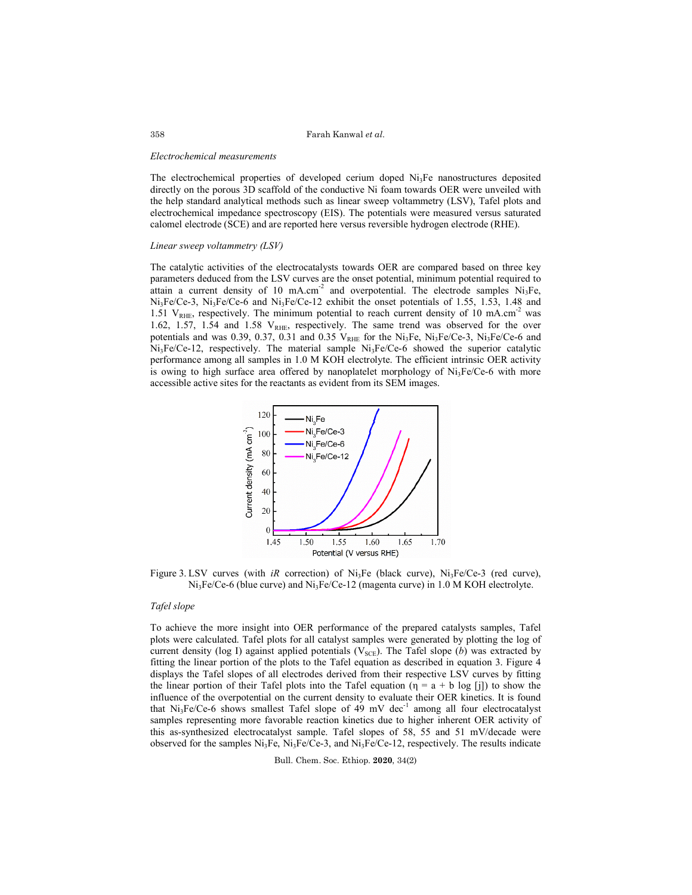*Electrochemical measurements*

The electrochemical properties of developed cerium doped $Ni_3Fe$ nanostructures deposited directly on the porous 3D scaffold of the conductive Ni foam towards OER were unveiled with the help standard analytical methods such as linear sweep voltammetry (LSV), Tafel plots and electrochemical impedance spectroscopy (EIS). The potentials were measured versus saturated calomel electrode (SCE) and are reported here versus reversible hydrogen electrode (RHE).

*Linear sweep voltammetry (LSV)*

The catalytic activities of the electrocatalysts towards OER are compared based on three key parameters deduced from the LSV curves are the onset potential, minimum potential required to attain a current density of 10 $mA.cm^{-2}$ and overpotential. The electrode samples $Ni_3Fe$, $Ni_3Fe$/Ce-3, $Ni_3Fe$/Ce-6 and $Ni_3Fe$/Ce-12 exhibit the onset potentials of 1.55, 1.53, 1.48 and 1.51 $V_{RHE}$, respectively. The minimum potential to reach current density of 10 $mA.cm^{-2}$ was 1.62, 1.57, 1.54 and 1.58 $V_{RHE}$, respectively. The same trend was observed for the over potentials and was 0.39, 0.37, 0.31 and 0.35 $V_{RHE}$ for the $Ni_3Fe$, $Ni_3Fe$/Ce-3, $Ni_3Fe$/Ce-6 and $Ni_3Fe$/Ce-12, respectively. The material sample $Ni_3Fe$/Ce-6 showed the superior catalytic performance among all samples in 1.0 M KOH electrolyte. The efficient intrinsic OER activity is owing to high surface area offered by nanoplatelet morphology of $Ni_3Fe$/Ce-6 with more accessible active sites for the reactants as evident from its SEM images.

Figure 3. LSV curves (with *iR* correction) of $Ni_3Fe$ (black curve), $Ni_3Fe$/Ce-3 (red curve), $Ni_3Fe$/Ce-6 (blue curve) and $Ni_3Fe$/Ce-12 (magenta curve) in 1.0 M KOH electrolyte.

*Tafel slope*

To achieve the more insight into OER performance of the prepared catalysts samples, Tafel plots were calculated. Tafel plots for all catalyst samples were generated by plotting the log of current density (log I) against applied potentials ($V_{SCE}$). The Tafel slope (*b*) was extracted by fitting the linear portion of the plots to the Tafel equation as described in equation 3. Figure 4 displays the Tafel slopes of all electrodes derived from their respective LSV curves by fitting the linear portion of their Tafel plots into the Tafel equation ($\eta = a + b \log [j]$) to show the influence of the overpotential on the current density to evaluate their OER kinetics. It is found that $Ni_3Fe$/Ce-6 shows smallest Tafel slope of 49 mV $dec^{-1}$ among all four electrocatalyst samples representing more favorable reaction kinetics due to higher inherent OER activity of this as-synthesized electrocatalyst sample. Tafel slopes of 58, 55 and 51 mV/decade were observed for the samples $Ni_3Fe$, $Ni_3Fe$/Ce-3, and $Ni_3Fe$/Ce-12, respectively. The results indicate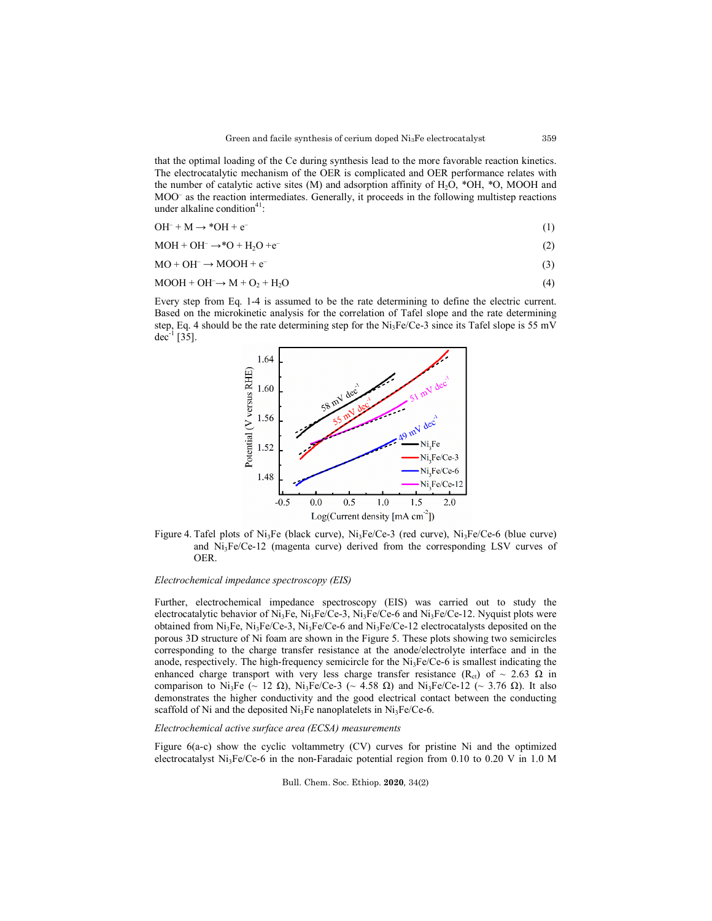that the optimal loading of the Ce during synthesis lead to the more favorable reaction kinetics. The electrocatalytic mechanism of the OER is complicated and OER performance relates with the number of catalytic active sites (M) and adsorption affinity of $H_2O$, *OH, *O, MOOH and $MOO^-$ as the reaction intermediates. Generally, it proceeds in the following multistep reactions under alkaline condition[41]:

$$OH^- + M \rightarrow {}^*OH + e^- \tag{1}$$

$$MOH + OH^- \rightarrow {}^*O + H_2O + e^- \tag{2}$$

$$MO + OH^- \rightarrow MOOH + e^- \tag{3}$$

$$MOOH + OH^- \rightarrow M + O_2 + H_2O \tag{4}$$

Every step from Eq. 1-4 is assumed to be the rate determining to define the electric current. Based on the microkinetic analysis for the correlation of Tafel slope and the rate determining step, Eq. 4 should be the rate determining step for the $Ni_3Fe$/Ce-3 since its Tafel slope is 55 mV $dec^{-1}$ [35].

Figure 4. Tafel plots of $Ni_3Fe$ (black curve), $Ni_3Fe$/Ce-3 (red curve), $Ni_3Fe$/Ce-6 (blue curve) and $Ni_3Fe$/Ce-12 (magenta curve) derived from the corresponding LSV curves of OER.

*Electrochemical impedance spectroscopy (EIS)*

Further, electrochemical impedance spectroscopy (EIS) was carried out to study the electrocatalytic behavior of $Ni_3Fe$, $Ni_3Fe$/Ce-3, $Ni_3Fe$/Ce-6 and $Ni_3Fe$/Ce-12. Nyquist plots were obtained from $Ni_3Fe$, $Ni_3Fe$/Ce-3, $Ni_3Fe$/Ce-6 and $Ni_3Fe$/Ce-12 electrocatalysts deposited on the porous 3D structure of Ni foam are shown in the Figure 5. These plots showing two semicircles corresponding to the charge transfer resistance at the anode/electrolyte interface and in the anode, respectively. The high-frequency semicircle for the $Ni_3Fe$/Ce-6 is smallest indicating the enhanced charge transport with very less charge transfer resistance ($R_{ct}$) of ~ 2.63 Ω in comparison to $Ni_3Fe$ (~ 12 Ω), $Ni_3Fe$/Ce-3 (~ 4.58 Ω) and $Ni_3Fe$/Ce-12 (~ 3.76 Ω). It also demonstrates the higher conductivity and the good electrical contact between the conducting scaffold of Ni and the deposited $Ni_3Fe$ nanoplatelets in $Ni_3Fe$/Ce-6.

*Electrochemical active surface area (ECSA) measurements*

Figure 6(a-c) show the cyclic voltammetry (CV) curves for pristine Ni and the optimized electrocatalyst $Ni_3Fe$/Ce-6 in the non-Faradaic potential region from 0.10 to 0.20 V in 1.0 M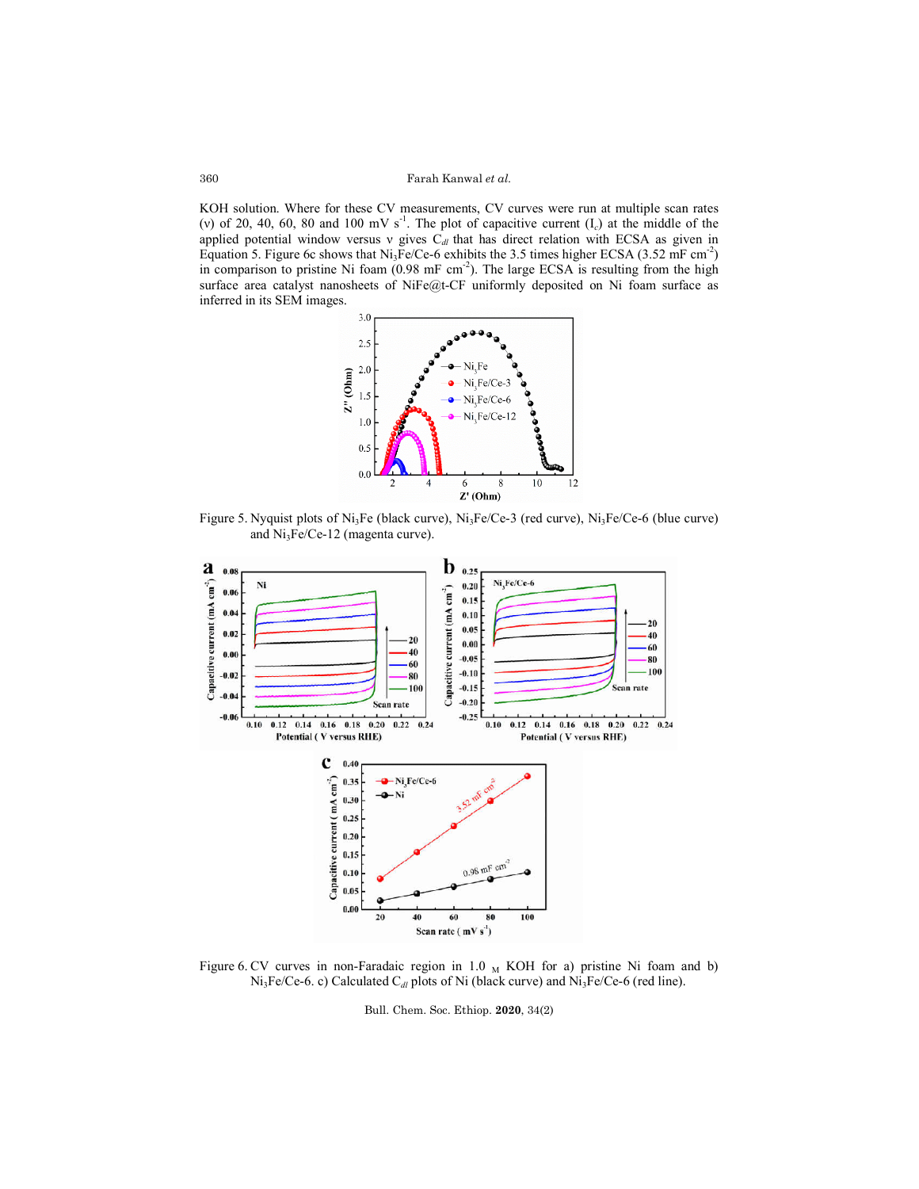KOH solution. Where for these CV measurements, CV curves were run at multiple scan rates (ν) of 20, 40, 60, 80 and 100 mV s$^{-1}$. The plot of capacitive current ($I_c$) at the middle of the applied potential window versus ν gives $C_{dl}$ that has direct relation with ECSA as given in Equation 5. Figure 6c shows that $Ni_3Fe$/Ce-6 exhibits the 3.5 times higher ECSA (3.52 mF cm$^{-2}$) in comparison to pristine Ni foam (0.98 mF cm$^{-2}$). The large ECSA is resulting from the high surface area catalyst nanosheets of NiFe@t-CF uniformly deposited on Ni foam surface as inferred in its SEM images.

Figure 5. Nyquist plots of $Ni_3Fe$ (black curve), $Ni_3Fe$/Ce-3 (red curve), $Ni_3Fe$/Ce-6 (blue curve) and $Ni_3Fe$/Ce-12 (magenta curve).

Figure 6. CV curves in non-Faradaic region in 1.0 $_M$ KOH for a) pristine Ni foam and b) $Ni_3Fe$/Ce-6. c) Calculated $C_{dl}$ plots of Ni (black curve) and $Ni_3Fe$/Ce-6 (red line).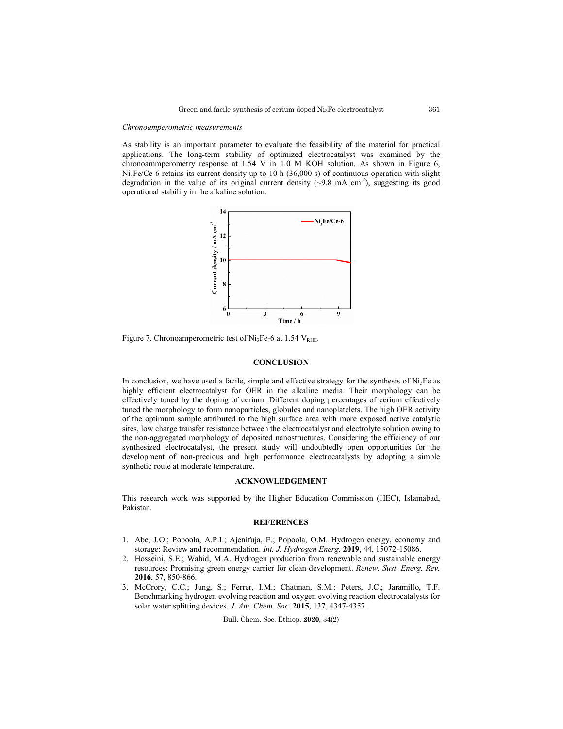*Chronoamperometric measurements*

As stability is an important parameter to evaluate the feasibility of the material for practical applications. The long-term stability of optimized electrocatalyst was examined by the chronoammperometry response at 1.54 V in 1.0 M KOH solution. As shown in Figure 6, $Ni_3Fe$/Ce-6 retains its current density up to 10 h (36,000 s) of continuous operation with slight degradation in the value of its original current density (~9.8 mA $cm^{-2}$), suggesting its good operational stability in the alkaline solution.

Figure 7. Chronoamperometric test of $Ni_3Fe$-6 at 1.54 $V_{RHE}$.

## CONCLUSION

In conclusion, we have used a facile, simple and effective strategy for the synthesis of $Ni_3Fe$ as highly efficient electrocatalyst for OER in the alkaline media. Their morphology can be effectively tuned by the doping of cerium. Different doping percentages of cerium effectively tuned the morphology to form nanoparticles, globules and nanoplatelets. The high OER activity of the optimum sample attributed to the high surface area with more exposed active catalytic sites, low charge transfer resistance between the electrocatalyst and electrolyte solution owing to the non-aggregated morphology of deposited nanostructures. Considering the efficiency of our synthesized electrocatalyst, the present study will undoubtedly open opportunities for the development of non-precious and high performance electrocatalysts by adopting a simple synthetic route at moderate temperature.

## ACKNOWLEDGEMENT

This research work was supported by the Higher Education Commission (HEC), Islamabad, Pakistan.

## REFERENCES

1. Abe, J.O.; Popoola, A.P.I.; Ajenifuja, E.; Popoola, O.M. Hydrogen energy, economy and storage: Review and recommendation. *Int. J. Hydrogen Energ.* **2019**, 44, 15072-15086.
2. Hosseini, S.E.; Wahid, M.A. Hydrogen production from renewable and sustainable energy resources: Promising green energy carrier for clean development. *Renew. Sust. Energ. Rev.* **2016**, 57, 850-866.
3. McCrory, C.C.; Jung, S.; Ferrer, I.M.; Chatman, S.M.; Peters, J.C.; Jaramillo, T.F. Benchmarking hydrogen evolving reaction and oxygen evolving reaction electrocatalysts for solar water splitting devices. *J. Am. Chem. Soc.* **2015**, 137, 4347-4357.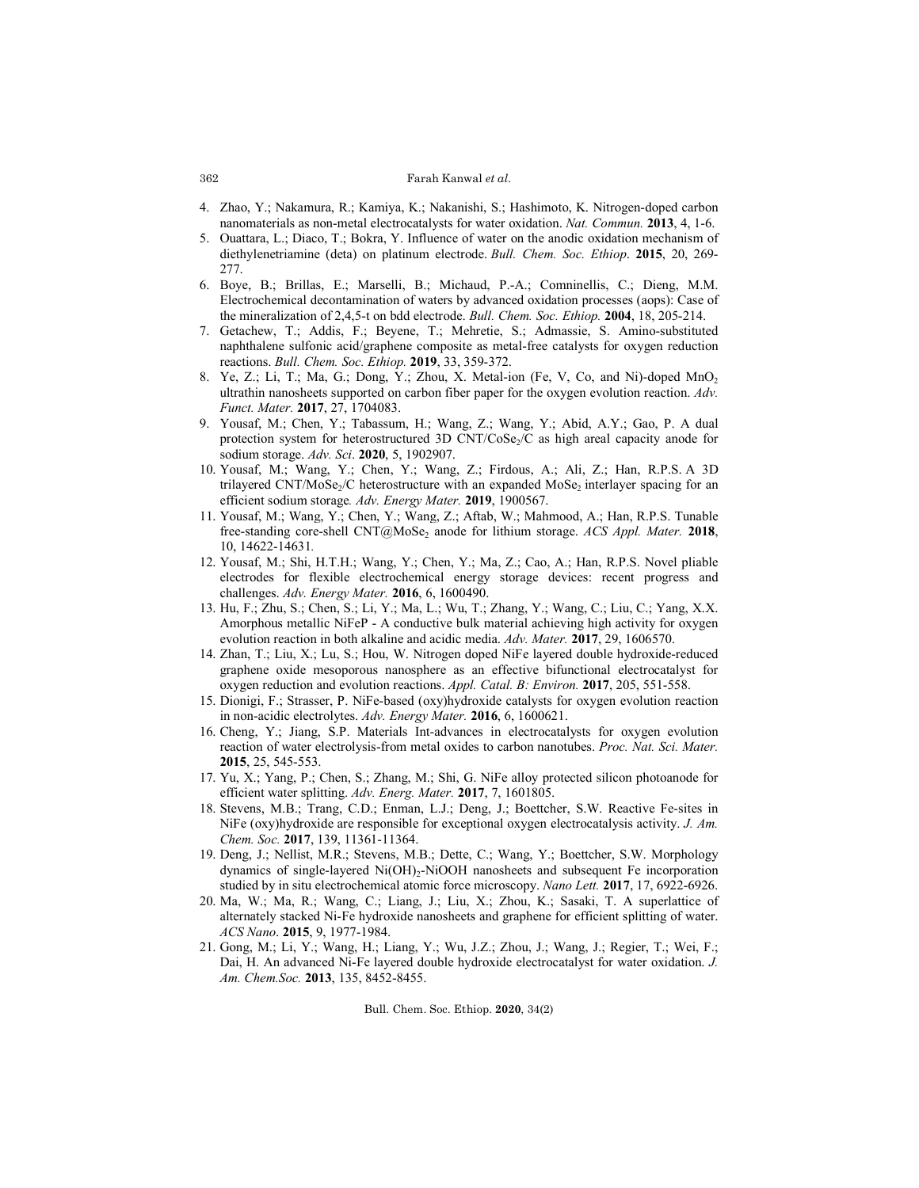4. Zhao, Y.; Nakamura, R.; Kamiya, K.; Nakanishi, S.; Hashimoto, K. Nitrogen-doped carbon nanomaterials as non-metal electrocatalysts for water oxidation. *Nat. Commun.* **2013**, 4, 1-6.
5. Ouattara, L.; Diaco, T.; Bokra, Y. Influence of water on the anodic oxidation mechanism of diethylenetriamine (deta) on platinum electrode. *Bull. Chem. Soc. Ethiop*. **2015**, 20, 269-277.
6. Boye, B.; Brillas, E.; Marselli, B.; Michaud, P.-A.; Comninellis, C.; Dieng, M.M. Electrochemical decontamination of waters by advanced oxidation processes (aops): Case of the mineralization of 2,4,5-t on bdd electrode. *Bull. Chem. Soc. Ethiop.* **2004**, 18, 205-214.
7. Getachew, T.; Addis, F.; Beyene, T.; Mehretie, S.; Admassie, S. Amino-substituted naphthalene sulfonic acid/graphene composite as metal-free catalysts for oxygen reduction reactions. *Bull. Chem. Soc. Ethiop.* **2019**, 33, 359-372.
8. Ye, Z.; Li, T.; Ma, G.; Dong, Y.; Zhou, X. Metal-ion (Fe, V, Co, and Ni)-doped $MnO_2$ ultrathin nanosheets supported on carbon fiber paper for the oxygen evolution reaction. *Adv. Funct. Mater.* **2017**, 27, 1704083.
9. Yousaf, M.; Chen, Y.; Tabassum, H.; Wang, Z.; Wang, Y.; Abid, A.Y.; Gao, P. A dual protection system for heterostructured 3D CNT/$CoSe_2$/C as high areal capacity anode for sodium storage. *Adv. Sci*. **2020**, 5, 1902907.
10. Yousaf, M.; Wang, Y.; Chen, Y.; Wang, Z.; Firdous, A.; Ali, Z.; Han, R.P.S. A 3D trilayered CNT/$MoSe_2$/C heterostructure with an expanded $MoSe_2$ interlayer spacing for an efficient sodium storage*. Adv. Energy Mater.* **2019**, 1900567.
11. Yousaf, M.; Wang, Y.; Chen, Y.; Wang, Z.; Aftab, W.; Mahmood, A.; Han, R.P.S. Tunable free-standing core-shell CNT@$MoSe_2$ anode for lithium storage. *ACS Appl. Mater.* **2018**, 10, 14622-14631*.*
12. Yousaf, M.; Shi, H.T.H.; Wang, Y.; Chen, Y.; Ma, Z.; Cao, A.; Han, R.P.S. Novel pliable electrodes for flexible electrochemical energy storage devices: recent progress and challenges. *Adv. Energy Mater.* **2016**, 6, 1600490.
13. Hu, F.; Zhu, S.; Chen, S.; Li, Y.; Ma, L.; Wu, T.; Zhang, Y.; Wang, C.; Liu, C.; Yang, X.X. Amorphous metallic NiFeP - A conductive bulk material achieving high activity for oxygen evolution reaction in both alkaline and acidic media. *Adv. Mater.* **2017**, 29, 1606570.
14. Zhan, T.; Liu, X.; Lu, S.; Hou, W. Nitrogen doped NiFe layered double hydroxide-reduced graphene oxide mesoporous nanosphere as an effective bifunctional electrocatalyst for oxygen reduction and evolution reactions. *Appl. Catal. B: Environ.* **2017**, 205, 551-558.
15. Dionigi, F.; Strasser, P. NiFe-based (oxy)hydroxide catalysts for oxygen evolution reaction in non-acidic electrolytes. *Adv. Energy Mater.* **2016**, 6, 1600621.
16. Cheng, Y.; Jiang, S.P. Materials Int-advances in electrocatalysts for oxygen evolution reaction of water electrolysis-from metal oxides to carbon nanotubes. *Proc. Nat. Sci. Mater.* **2015**, 25, 545-553.
17. Yu, X.; Yang, P.; Chen, S.; Zhang, M.; Shi, G. NiFe alloy protected silicon photoanode for efficient water splitting. *Adv. Energ. Mater.* **2017**, 7, 1601805.
18. Stevens, M.B.; Trang, C.D.; Enman, L.J.; Deng, J.; Boettcher, S.W. Reactive Fe-sites in NiFe (oxy)hydroxide are responsible for exceptional oxygen electrocatalysis activity. *J. Am. Chem. Soc.* **2017**, 139, 11361-11364.
19. Deng, J.; Nellist, M.R.; Stevens, M.B.; Dette, C.; Wang, Y.; Boettcher, S.W. Morphology dynamics of single-layered $Ni(OH)_2$-NiOOH nanosheets and subsequent Fe incorporation studied by in situ electrochemical atomic force microscopy. *Nano Lett.* **2017**, 17, 6922-6926.
20. Ma, W.; Ma, R.; Wang, C.; Liang, J.; Liu, X.; Zhou, K.; Sasaki, T. A superlattice of alternately stacked Ni-Fe hydroxide nanosheets and graphene for efficient splitting of water. *ACS Nano*. **2015**, 9, 1977-1984.
21. Gong, M.; Li, Y.; Wang, H.; Liang, Y.; Wu, J.Z.; Zhou, J.; Wang, J.; Regier, T.; Wei, F.; Dai, H. An advanced Ni-Fe layered double hydroxide electrocatalyst for water oxidation*. J. Am. Chem.Soc.* **2013**, 135, 8452-8455.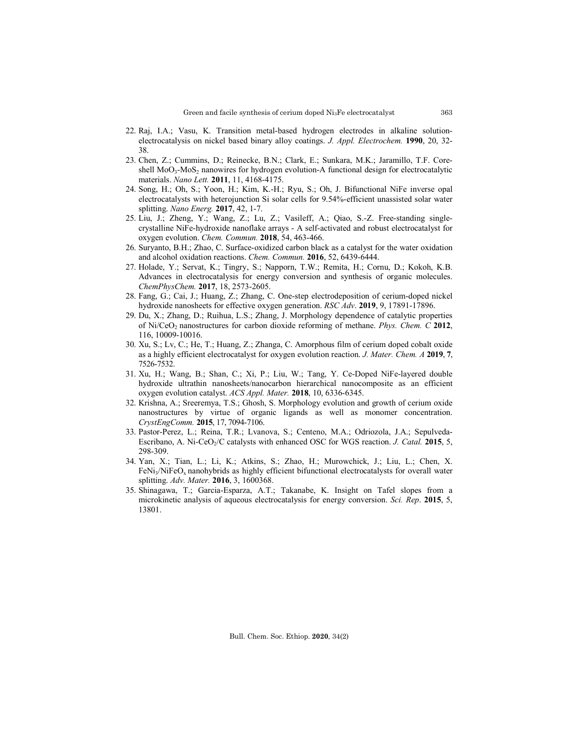22. Raj, I.A.; Vasu, K. Transition metal-based hydrogen electrodes in alkaline solution-electrocatalysis on nickel based binary alloy coatings. *J. Appl. Electrochem.* **1990**, 20, 32-38.
23. Chen, Z.; Cummins, D.; Reinecke, B.N.; Clark, E.; Sunkara, M.K.; Jaramillo, T.F. Core-shell $MoO_3$-$MoS_2$ nanowires for hydrogen evolution-A functional design for electrocatalytic materials. *Nano Lett.* **2011**, 11, 4168-4175.
24. Song, H.; Oh, S.; Yoon, H.; Kim, K.-H.; Ryu, S.; Oh, J. Bifunctional NiFe inverse opal electrocatalysts with heterojunction Si solar cells for 9.54%-efficient unassisted solar water splitting. *Nano Energ.* **2017**, 42, 1-7.
25. Liu, J.; Zheng, Y.; Wang, Z.; Lu, Z.; Vasileff, A.; Qiao, S.-Z. Free-standing single-crystalline NiFe-hydroxide nanoflake arrays - A self-activated and robust electrocatalyst for oxygen evolution. *Chem. Commun.* **2018**, 54, 463-466.
26. Suryanto, B.H.; Zhao, C. Surface-oxidized carbon black as a catalyst for the water oxidation and alcohol oxidation reactions. *Chem. Commun.* **2016**, 52, 6439-6444.
27. Holade, Y.; Servat, K.; Tingry, S.; Napporn, T.W.; Remita, H.; Cornu, D.; Kokoh, K.B. Advances in electrocatalysis for energy conversion and synthesis of organic molecules. *ChemPhysChem.* **2017**, 18, 2573-2605.
28. Fang, G.; Cai, J.; Huang, Z.; Zhang, C. One-step electrodeposition of cerium-doped nickel hydroxide nanosheets for effective oxygen generation. *RSC Adv*. **2019**, 9, 17891-17896.
29. Du, X.; Zhang, D.; Ruihua, L.S.; Zhang, J. Morphology dependence of catalytic properties of Ni/$CeO_2$ nanostructures for carbon dioxide reforming of methane. *Phys. Chem. C* **2012**, 116, 10009-10016.
30. Xu, S.; Lv, C.; He, T.; Huang, Z.; Zhanga, C. Amorphous film of cerium doped cobalt oxide as a highly efficient electrocatalyst for oxygen evolution reaction. *J. Mater. Chem. A* **2019**, **7**, 7526-7532.
31. Xu, H.; Wang, B.; Shan, C.; Xi, P.; Liu, W.; Tang, Y. Ce-Doped NiFe-layered double hydroxide ultrathin nanosheets/nanocarbon hierarchical nanocomposite as an efficient oxygen evolution catalyst. *ACS Appl. Mater.* **2018**, 10, 6336-6345.
32. Krishna, A.; Sreeremya, T.S.; Ghosh, S. Morphology evolution and growth of cerium oxide nanostructures by virtue of organic ligands as well as monomer concentration. *CrystEngComm.* **2015**, 17, 7094-7106.
33. Pastor-Perez, L.; Reina, T.R.; Lvanova, S.; Centeno, M.A.; Odriozola, J.A.; Sepulveda-Escribano, A. Ni-$CeO_2$/C catalysts with enhanced OSC for WGS reaction. *J. Catal.* **2015**, 5, 298-309.
34. Yan, X.; Tian, L.; Li, K.; Atkins, S.; Zhao, H.; Murowchick, J.; Liu, L.; Chen, X. $FeNi_3$/$NiFeO_x$ nanohybrids as highly efficient bifunctional electrocatalysts for overall water splitting. *Adv. Mater.* **2016**, 3, 1600368.
35. Shinagawa, T.; Garcia-Esparza, A.T.; Takanabe, K. Insight on Tafel slopes from a microkinetic analysis of aqueous electrocatalysis for energy conversion. *Sci. Rep*. **2015**, 5, 13801.